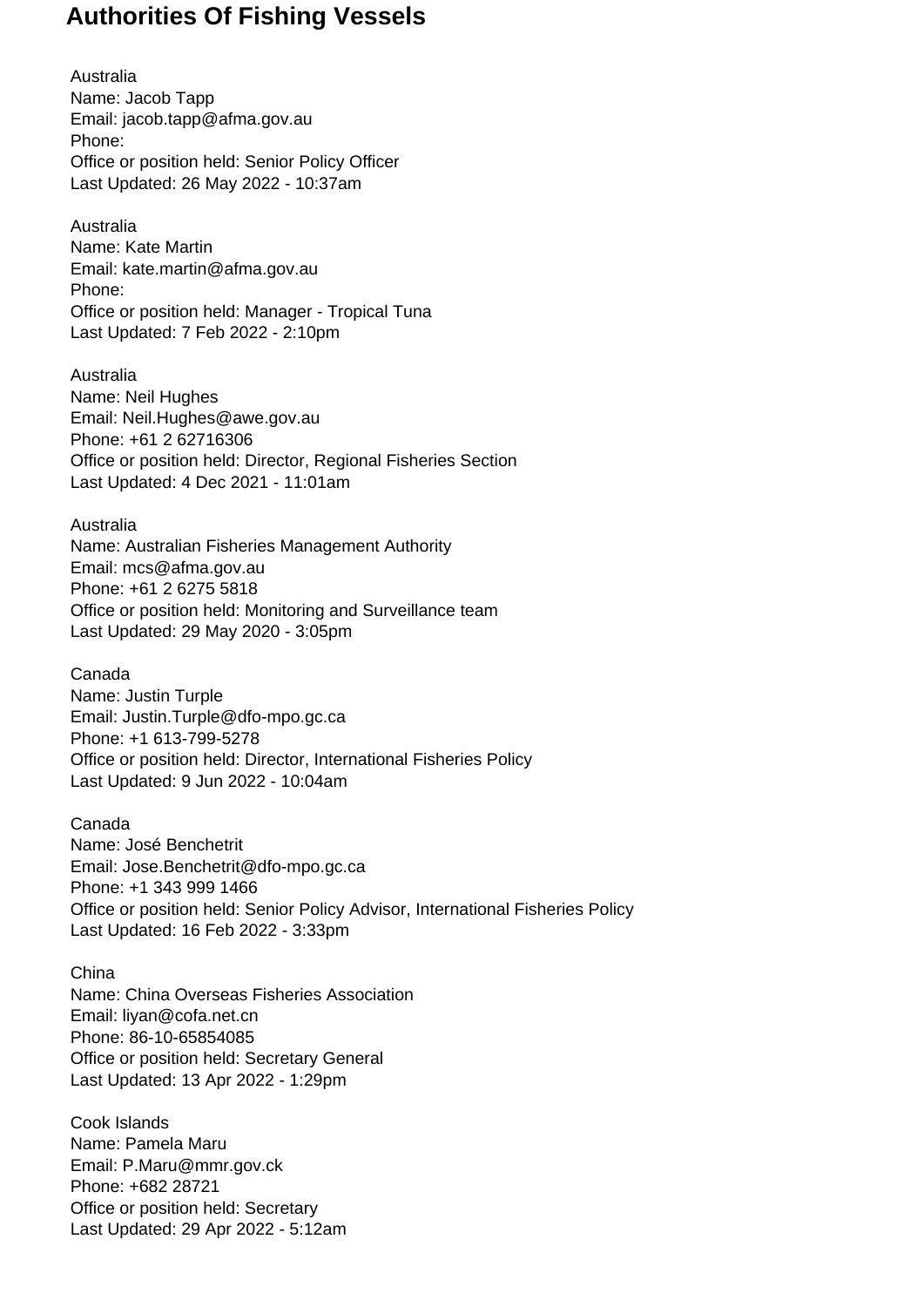# Authorities Of Fishing Vessels

Australia
Name: Jacob Tapp
Email: jacob.tapp@afma.gov.au
Phone:
Office or position held: Senior Policy Officer
Last Updated: 26 May 2022 - 10:37am

Australia
Name: Kate Martin
Email: kate.martin@afma.gov.au
Phone:
Office or position held: Manager - Tropical Tuna
Last Updated: 7 Feb 2022 - 2:10pm

Australia
Name: Neil Hughes
Email: Neil.Hughes@awe.gov.au
Phone: +61 2 62716306
Office or position held: Director, Regional Fisheries Section
Last Updated: 4 Dec 2021 - 11:01am

Australia
Name: Australian Fisheries Management Authority
Email: mcs@afma.gov.au
Phone: +61 2 6275 5818
Office or position held: Monitoring and Surveillance team
Last Updated: 29 May 2020 - 3:05pm

Canada
Name: Justin Turple
Email: Justin.Turple@dfo-mpo.gc.ca
Phone: +1 613-799-5278
Office or position held: Director, International Fisheries Policy
Last Updated: 9 Jun 2022 - 10:04am

Canada
Name: José Benchetrit
Email: Jose.Benchetrit@dfo-mpo.gc.ca
Phone: +1 343 999 1466
Office or position held: Senior Policy Advisor, International Fisheries Policy
Last Updated: 16 Feb 2022 - 3:33pm

China
Name: China Overseas Fisheries Association
Email: liyan@cofa.net.cn
Phone: 86-10-65854085
Office or position held: Secretary General
Last Updated: 13 Apr 2022 - 1:29pm

Cook Islands
Name: Pamela Maru
Email: P.Maru@mmr.gov.ck
Phone: +682 28721
Office or position held: Secretary
Last Updated: 29 Apr 2022 - 5:12am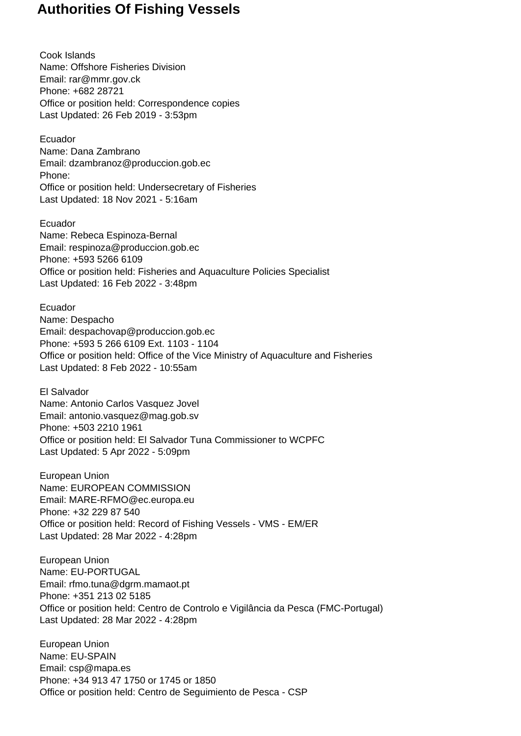## Authorities Of Fishing Vessels

Cook Islands
Name: Offshore Fisheries Division
Email: rar@mmr.gov.ck
Phone: +682 28721
Office or position held: Correspondence copies
Last Updated: 26 Feb 2019 - 3:53pm

Ecuador
Name: Dana Zambrano
Email: dzambranoz@produccion.gob.ec
Phone:
Office or position held: Undersecretary of Fisheries
Last Updated: 18 Nov 2021 - 5:16am

Ecuador
Name: Rebeca Espinoza-Bernal
Email: respinoza@produccion.gob.ec
Phone: +593 5266 6109
Office or position held: Fisheries and Aquaculture Policies Specialist
Last Updated: 16 Feb 2022 - 3:48pm

Ecuador
Name: Despacho
Email: despachovap@produccion.gob.ec
Phone: +593 5 266 6109 Ext. 1103 - 1104
Office or position held: Office of the Vice Ministry of Aquaculture and Fisheries
Last Updated: 8 Feb 2022 - 10:55am

El Salvador
Name: Antonio Carlos Vasquez Jovel
Email: antonio.vasquez@mag.gob.sv
Phone: +503 2210 1961
Office or position held: El Salvador Tuna Commissioner to WCPFC
Last Updated: 5 Apr 2022 - 5:09pm

European Union
Name: EUROPEAN COMMISSION
Email: MARE-RFMO@ec.europa.eu
Phone: +32 229 87 540
Office or position held: Record of Fishing Vessels - VMS - EM/ER
Last Updated: 28 Mar 2022 - 4:28pm

European Union
Name: EU-PORTUGAL
Email: rfmo.tuna@dgrm.mamaot.pt
Phone: +351 213 02 5185
Office or position held: Centro de Controlo e Vigilância da Pesca (FMC-Portugal)
Last Updated: 28 Mar 2022 - 4:28pm

European Union
Name: EU-SPAIN
Email: csp@mapa.es
Phone: +34 913 47 1750 or 1745 or 1850
Office or position held: Centro de Seguimiento de Pesca - CSP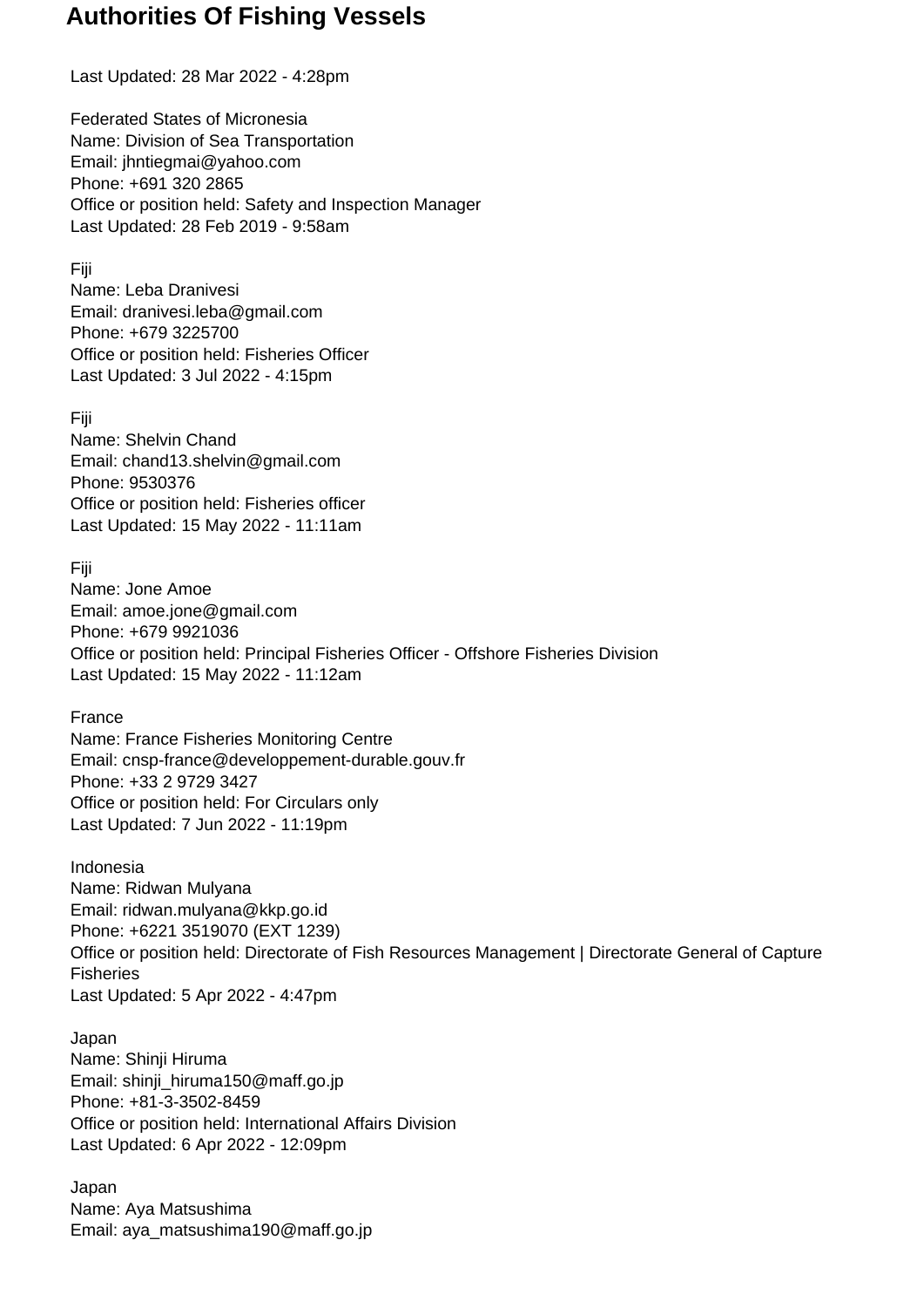# Authorities Of Fishing Vessels

Last Updated: 28 Mar 2022 - 4:28pm

Federated States of Micronesia
Name: Division of Sea Transportation
Email: jhntiegmai@yahoo.com
Phone: +691 320 2865
Office or position held: Safety and Inspection Manager
Last Updated: 28 Feb 2019 - 9:58am

Fiji
Name: Leba Dranivesi
Email: dranivesi.leba@gmail.com
Phone: +679 3225700
Office or position held: Fisheries Officer
Last Updated: 3 Jul 2022 - 4:15pm

Fiji
Name: Shelvin Chand
Email: chand13.shelvin@gmail.com
Phone: 9530376
Office or position held: Fisheries officer
Last Updated: 15 May 2022 - 11:11am

Fiji
Name: Jone Amoe
Email: amoe.jone@gmail.com
Phone: +679 9921036
Office or position held: Principal Fisheries Officer - Offshore Fisheries Division
Last Updated: 15 May 2022 - 11:12am

France
Name: France Fisheries Monitoring Centre
Email: cnsp-france@developpement-durable.gouv.fr
Phone: +33 2 9729 3427
Office or position held: For Circulars only
Last Updated: 7 Jun 2022 - 11:19pm

Indonesia
Name: Ridwan Mulyana
Email: ridwan.mulyana@kkp.go.id
Phone: +6221 3519070 (EXT 1239)
Office or position held: Directorate of Fish Resources Management | Directorate General of Capture Fisheries
Last Updated: 5 Apr 2022 - 4:47pm

Japan
Name: Shinji Hiruma
Email: shinji_hiruma150@maff.go.jp
Phone: +81-3-3502-8459
Office or position held: International Affairs Division
Last Updated: 6 Apr 2022 - 12:09pm

Japan
Name: Aya Matsushima
Email: aya_matsushima190@maff.go.jp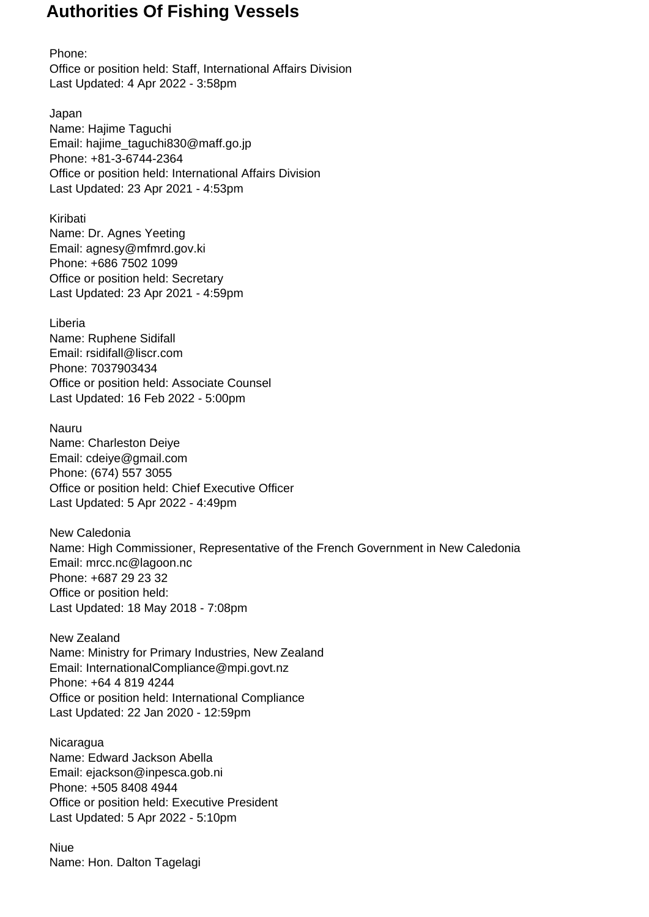# Authorities Of Fishing Vessels

Phone:
Office or position held: Staff, International Affairs Division
Last Updated: 4 Apr 2022 - 3:58pm

Japan
Name: Hajime Taguchi
Email: hajime_taguchi830@maff.go.jp
Phone: +81-3-6744-2364
Office or position held: International Affairs Division
Last Updated: 23 Apr 2021 - 4:53pm

Kiribati
Name: Dr. Agnes Yeeting
Email: agnesy@mfmrd.gov.ki
Phone: +686 7502 1099
Office or position held: Secretary
Last Updated: 23 Apr 2021 - 4:59pm

Liberia
Name: Ruphene Sidifall
Email: rsidifall@liscr.com
Phone: 7037903434
Office or position held: Associate Counsel
Last Updated: 16 Feb 2022 - 5:00pm

Nauru
Name: Charleston Deiye
Email: cdeiye@gmail.com
Phone: (674) 557 3055
Office or position held: Chief Executive Officer
Last Updated: 5 Apr 2022 - 4:49pm

New Caledonia
Name: High Commissioner, Representative of the French Government in New Caledonia
Email: mrcc.nc@lagoon.nc
Phone: +687 29 23 32
Office or position held:
Last Updated: 18 May 2018 - 7:08pm

New Zealand
Name: Ministry for Primary Industries, New Zealand
Email: InternationalCompliance@mpi.govt.nz
Phone: +64 4 819 4244
Office or position held: International Compliance
Last Updated: 22 Jan 2020 - 12:59pm

Nicaragua
Name: Edward Jackson Abella
Email: ejackson@inpesca.gob.ni
Phone: +505 8408 4944
Office or position held: Executive President
Last Updated: 5 Apr 2022 - 5:10pm

Niue
Name: Hon. Dalton Tagelagi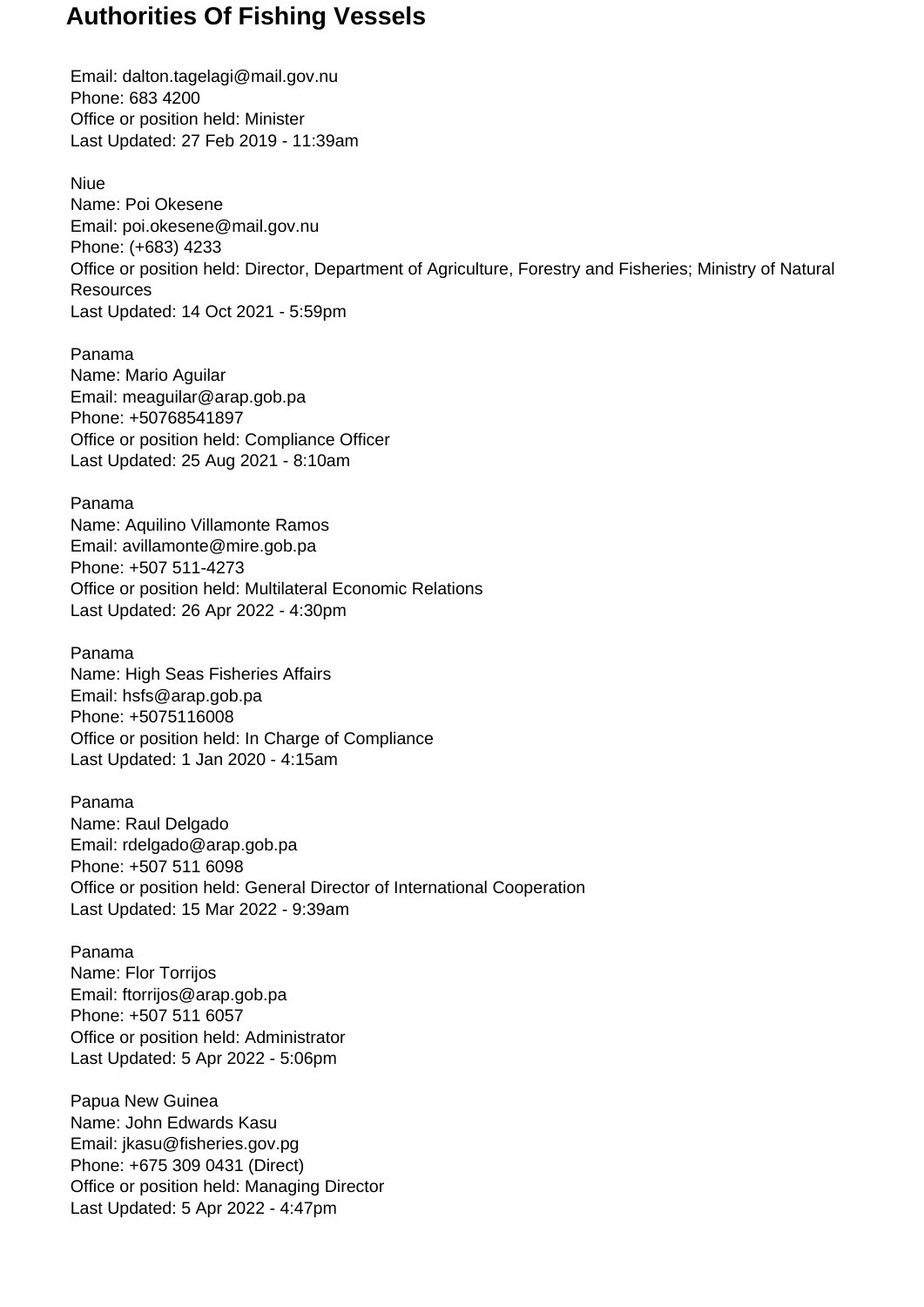# Authorities Of Fishing Vessels

Email: dalton.tagelagi@mail.gov.nu
Phone: 683 4200
Office or position held: Minister
Last Updated: 27 Feb 2019 - 11:39am

Niue
Name: Poi Okesene
Email: poi.okesene@mail.gov.nu
Phone: (+683) 4233
Office or position held: Director, Department of Agriculture, Forestry and Fisheries; Ministry of Natural Resources
Last Updated: 14 Oct 2021 - 5:59pm

Panama
Name: Mario Aguilar
Email: meaguilar@arap.gob.pa
Phone: +50768541897
Office or position held: Compliance Officer
Last Updated: 25 Aug 2021 - 8:10am

Panama
Name: Aquilino Villamonte Ramos
Email: avillamonte@mire.gob.pa
Phone: +507 511-4273
Office or position held: Multilateral Economic Relations
Last Updated: 26 Apr 2022 - 4:30pm

Panama
Name: High Seas Fisheries Affairs
Email: hsfs@arap.gob.pa
Phone: +5075116008
Office or position held: In Charge of Compliance
Last Updated: 1 Jan 2020 - 4:15am

Panama
Name: Raul Delgado
Email: rdelgado@arap.gob.pa
Phone: +507 511 6098
Office or position held: General Director of International Cooperation
Last Updated: 15 Mar 2022 - 9:39am

Panama
Name: Flor Torrijos
Email: ftorrijos@arap.gob.pa
Phone: +507 511 6057
Office or position held: Administrator
Last Updated: 5 Apr 2022 - 5:06pm

Papua New Guinea
Name: John Edwards Kasu
Email: jkasu@fisheries.gov.pg
Phone: +675 309 0431 (Direct)
Office or position held: Managing Director
Last Updated: 5 Apr 2022 - 4:47pm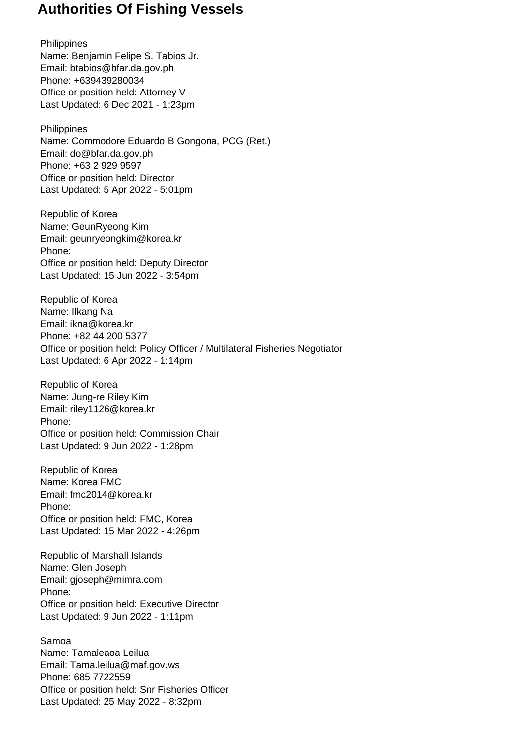# Authorities Of Fishing Vessels

Philippines
Name: Benjamin Felipe S. Tabios Jr.
Email: btabios@bfar.da.gov.ph
Phone: +639439280034
Office or position held: Attorney V
Last Updated: 6 Dec 2021 - 1:23pm

Philippines
Name: Commodore Eduardo B Gongona, PCG (Ret.)
Email: do@bfar.da.gov.ph
Phone: +63 2 929 9597
Office or position held: Director
Last Updated: 5 Apr 2022 - 5:01pm

Republic of Korea
Name: GeunRyeong Kim
Email: geunryeongkim@korea.kr
Phone:
Office or position held: Deputy Director
Last Updated: 15 Jun 2022 - 3:54pm

Republic of Korea
Name: Ilkang Na
Email: ikna@korea.kr
Phone: +82 44 200 5377
Office or position held: Policy Officer / Multilateral Fisheries Negotiator
Last Updated: 6 Apr 2022 - 1:14pm

Republic of Korea
Name: Jung-re Riley Kim
Email: riley1126@korea.kr
Phone:
Office or position held: Commission Chair
Last Updated: 9 Jun 2022 - 1:28pm

Republic of Korea
Name: Korea FMC
Email: fmc2014@korea.kr
Phone:
Office or position held: FMC, Korea
Last Updated: 15 Mar 2022 - 4:26pm

Republic of Marshall Islands
Name: Glen Joseph
Email: gjoseph@mimra.com
Phone:
Office or position held: Executive Director
Last Updated: 9 Jun 2022 - 1:11pm

Samoa
Name: Tamaleaoa Leilua
Email: Tama.leilua@maf.gov.ws
Phone: 685 7722559
Office or position held: Snr Fisheries Officer
Last Updated: 25 May 2022 - 8:32pm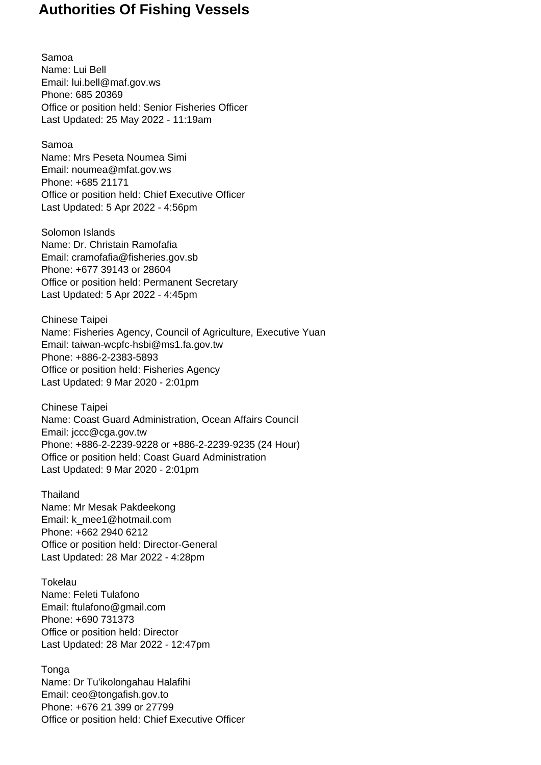# Authorities Of Fishing Vessels

Samoa
Name: Lui Bell
Email: lui.bell@maf.gov.ws
Phone: 685 20369
Office or position held: Senior Fisheries Officer
Last Updated: 25 May 2022 - 11:19am

Samoa
Name: Mrs Peseta Noumea Simi
Email: noumea@mfat.gov.ws
Phone: +685 21171
Office or position held: Chief Executive Officer
Last Updated: 5 Apr 2022 - 4:56pm

Solomon Islands
Name: Dr. Christain Ramofafia
Email: cramofafia@fisheries.gov.sb
Phone: +677 39143 or 28604
Office or position held: Permanent Secretary
Last Updated: 5 Apr 2022 - 4:45pm

Chinese Taipei
Name: Fisheries Agency, Council of Agriculture, Executive Yuan
Email: taiwan-wcpfc-hsbi@ms1.fa.gov.tw
Phone: +886-2-2383-5893
Office or position held: Fisheries Agency
Last Updated: 9 Mar 2020 - 2:01pm

Chinese Taipei
Name: Coast Guard Administration, Ocean Affairs Council
Email: jccc@cga.gov.tw
Phone: +886-2-2239-9228 or +886-2-2239-9235 (24 Hour)
Office or position held: Coast Guard Administration
Last Updated: 9 Mar 2020 - 2:01pm

Thailand
Name: Mr Mesak Pakdeekong
Email: k_mee1@hotmail.com
Phone: +662 2940 6212
Office or position held: Director-General
Last Updated: 28 Mar 2022 - 4:28pm

Tokelau
Name: Feleti Tulafono
Email: ftulafono@gmail.com
Phone: +690 731373
Office or position held: Director
Last Updated: 28 Mar 2022 - 12:47pm

Tonga
Name: Dr Tu'ikolongahau Halafihi
Email: ceo@tongafish.gov.to
Phone: +676 21 399 or 27799
Office or position held: Chief Executive Officer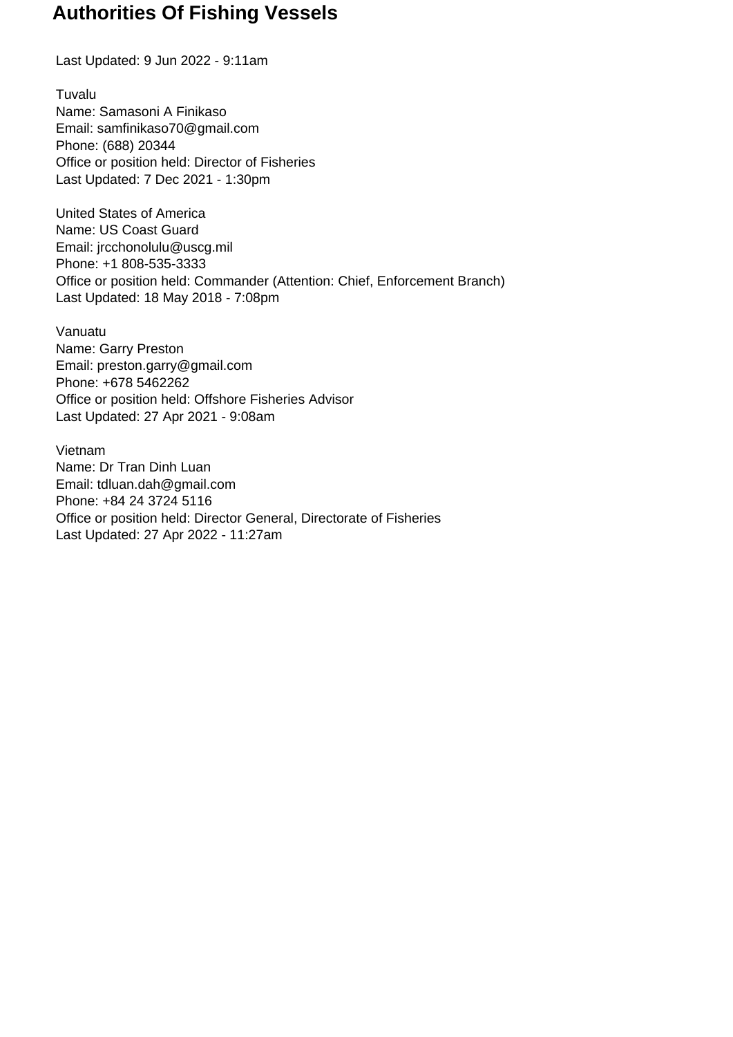# Authorities Of Fishing Vessels

Last Updated: 9 Jun 2022 - 9:11am

Tuvalu
Name: Samasoni A Finikaso
Email: samfinikaso70@gmail.com
Phone: (688) 20344
Office or position held: Director of Fisheries
Last Updated: 7 Dec 2021 - 1:30pm

United States of America
Name: US Coast Guard
Email: jrcchonolulu@uscg.mil
Phone: +1 808-535-3333
Office or position held: Commander (Attention: Chief, Enforcement Branch)
Last Updated: 18 May 2018 - 7:08pm

Vanuatu
Name: Garry Preston
Email: preston.garry@gmail.com
Phone: +678 5462262
Office or position held: Offshore Fisheries Advisor
Last Updated: 27 Apr 2021 - 9:08am

Vietnam
Name: Dr Tran Dinh Luan
Email: tdluan.dah@gmail.com
Phone: +84 24 3724 5116
Office or position held: Director General, Directorate of Fisheries
Last Updated: 27 Apr 2022 - 11:27am